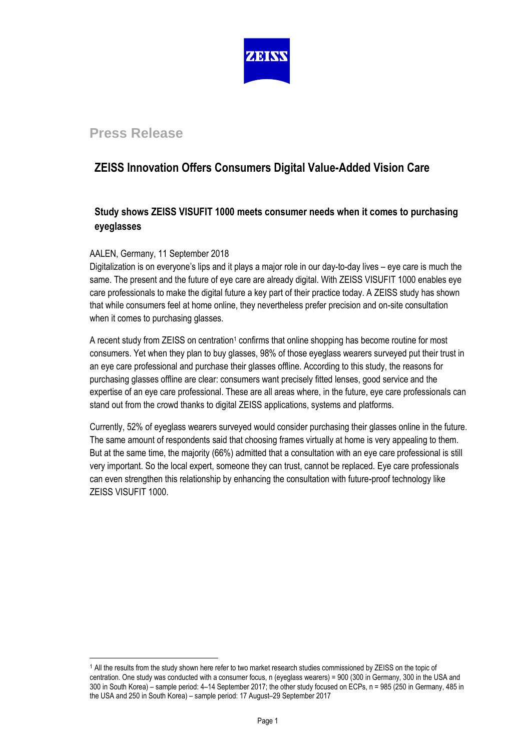# Press Release

## ZEISS Innovation Offers Consumers Digital Value-Added Vision Care

### Study shows ZEISS VISUFIT 1000 meets consumer needs when it comes to purchasing eyeglasses

AALEN, Germany, 11 September 2018

Digitalization is on everyone's lips and it plays a major role in our day-to-day lives – eye care is much the same. The present and the future of eye care are already digital. With ZEISS VISUFIT 1000 enables eye care professionals to make the digital future a key part of their practice today. A ZEISS study has shown that while consumers feel at home online, they nevertheless prefer precision and on-site consultation when it comes to purchasing glasses.

A recent study from ZEISS on centration[1] confirms that online shopping has become routine for most consumers. Yet when they plan to buy glasses, 98% of those eyeglass wearers surveyed put their trust in an eye care professional and purchase their glasses offline. According to this study, the reasons for purchasing glasses offline are clear: consumers want precisely fitted lenses, good service and the expertise of an eye care professional. These are all areas where, in the future, eye care professionals can stand out from the crowd thanks to digital ZEISS applications, systems and platforms.

Currently, 52% of eyeglass wearers surveyed would consider purchasing their glasses online in the future. The same amount of respondents said that choosing frames virtually at home is very appealing to them. But at the same time, the majority (66%) admitted that a consultation with an eye care professional is still very important. So the local expert, someone they can trust, cannot be replaced. Eye care professionals can even strengthen this relationship by enhancing the consultation with future-proof technology like ZEISS VISUFIT 1000.

---

[1] All the results from the study shown here refer to two market research studies commissioned by ZEISS on the topic of centration. One study was conducted with a consumer focus, n (eyeglass wearers) = 900 (300 in Germany, 300 in the USA and 300 in South Korea) – sample period: 4–14 September 2017; the other study focused on ECPs, n = 985 (250 in Germany, 485 in the USA and 250 in South Korea) – sample period: 17 August–29 September 2017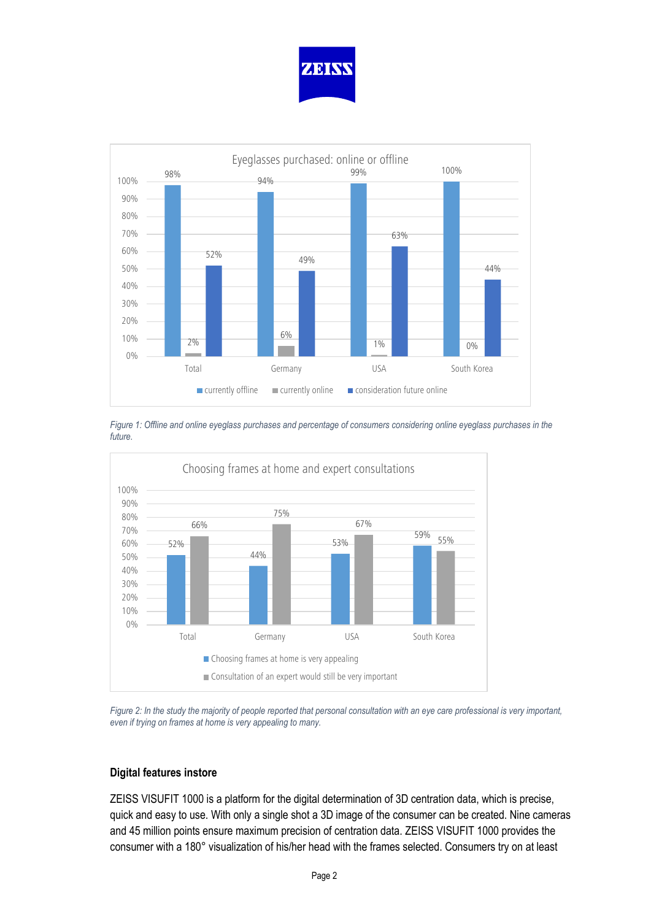**Eyeglasses purchased: online or offline**

| | currently offline | currently online | consideration future online |
|---|---|---|---|
| Total | 98% | 2% | 52% |
| Germany | 94% | 6% | 49% |
| USA | 99% | 1% | 63% |
| South Korea | 100% | 0% | 44% |

*Figure 1: Offline and online eyeglass purchases and percentage of consumers considering online eyeglass purchases in the future.*

**Choosing frames at home and expert consultations**

| | Choosing frames at home is very appealing | Consultation of an expert would still be very important |
|---|---|---|
| Total | 52% | 66% |
| Germany | 44% | 75% |
| USA | 53% | 67% |
| South Korea | 59% | 55% |

*Figure 2: In the study the majority of people reported that personal consultation with an eye care professional is very important, even if trying on frames at home is very appealing to many.*

**Digital features instore**

ZEISS VISUFIT 1000 is a platform for the digital determination of 3D centration data, which is precise, quick and easy to use. With only a single shot a 3D image of the consumer can be created. Nine cameras and 45 million points ensure maximum precision of centration data. ZEISS VISUFIT 1000 provides the consumer with a 180° visualization of his/her head with the frames selected. Consumers try on at least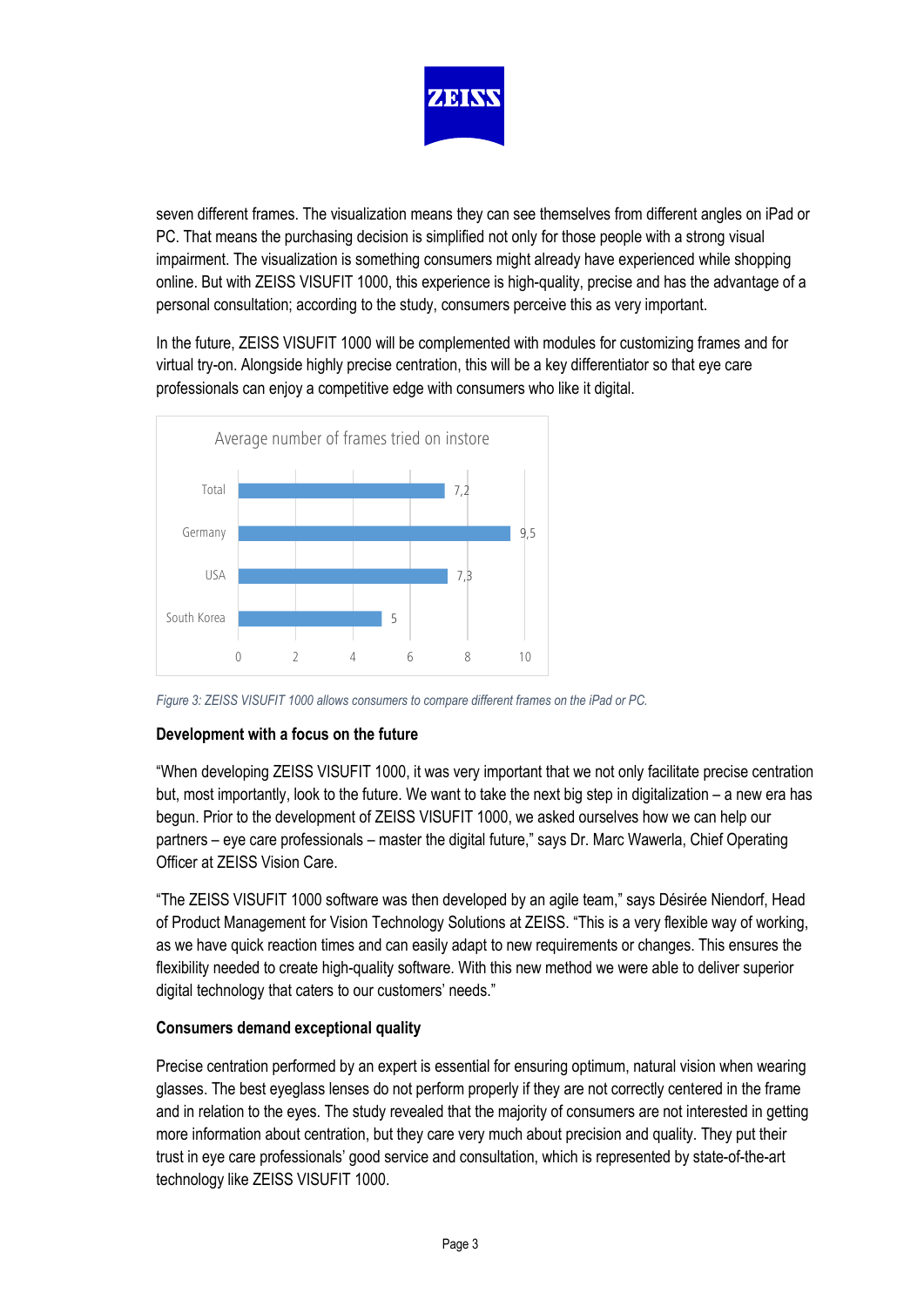seven different frames. The visualization means they can see themselves from different angles on iPad or PC. That means the purchasing decision is simplified not only for those people with a strong visual impairment. The visualization is something consumers might already have experienced while shopping online. But with ZEISS VISUFIT 1000, this experience is high-quality, precise and has the advantage of a personal consultation; according to the study, consumers perceive this as very important.

In the future, ZEISS VISUFIT 1000 will be complemented with modules for customizing frames and for virtual try-on. Alongside highly precise centration, this will be a key differentiator so that eye care professionals can enjoy a competitive edge with consumers who like it digital.

**Average number of frames tried on instore**

| | Average number |
| --- | --- |
| Total | 7,2 |
| Germany | 9,5 |
| USA | 7,3 |
| South Korea | 5 |

*Figure 3: ZEISS VISUFIT 1000 allows consumers to compare different frames on the iPad or PC.*

**Development with a focus on the future**

"When developing ZEISS VISUFIT 1000, it was very important that we not only facilitate precise centration but, most importantly, look to the future. We want to take the next big step in digitalization – a new era has begun. Prior to the development of ZEISS VISUFIT 1000, we asked ourselves how we can help our partners – eye care professionals – master the digital future," says Dr. Marc Wawerla, Chief Operating Officer at ZEISS Vision Care.

"The ZEISS VISUFIT 1000 software was then developed by an agile team," says Désirée Niendorf, Head of Product Management for Vision Technology Solutions at ZEISS. "This is a very flexible way of working, as we have quick reaction times and can easily adapt to new requirements or changes. This ensures the flexibility needed to create high-quality software. With this new method we were able to deliver superior digital technology that caters to our customers' needs."

**Consumers demand exceptional quality**

Precise centration performed by an expert is essential for ensuring optimum, natural vision when wearing glasses. The best eyeglass lenses do not perform properly if they are not correctly centered in the frame and in relation to the eyes. The study revealed that the majority of consumers are not interested in getting more information about centration, but they care very much about precision and quality. They put their trust in eye care professionals' good service and consultation, which is represented by state-of-the-art technology like ZEISS VISUFIT 1000.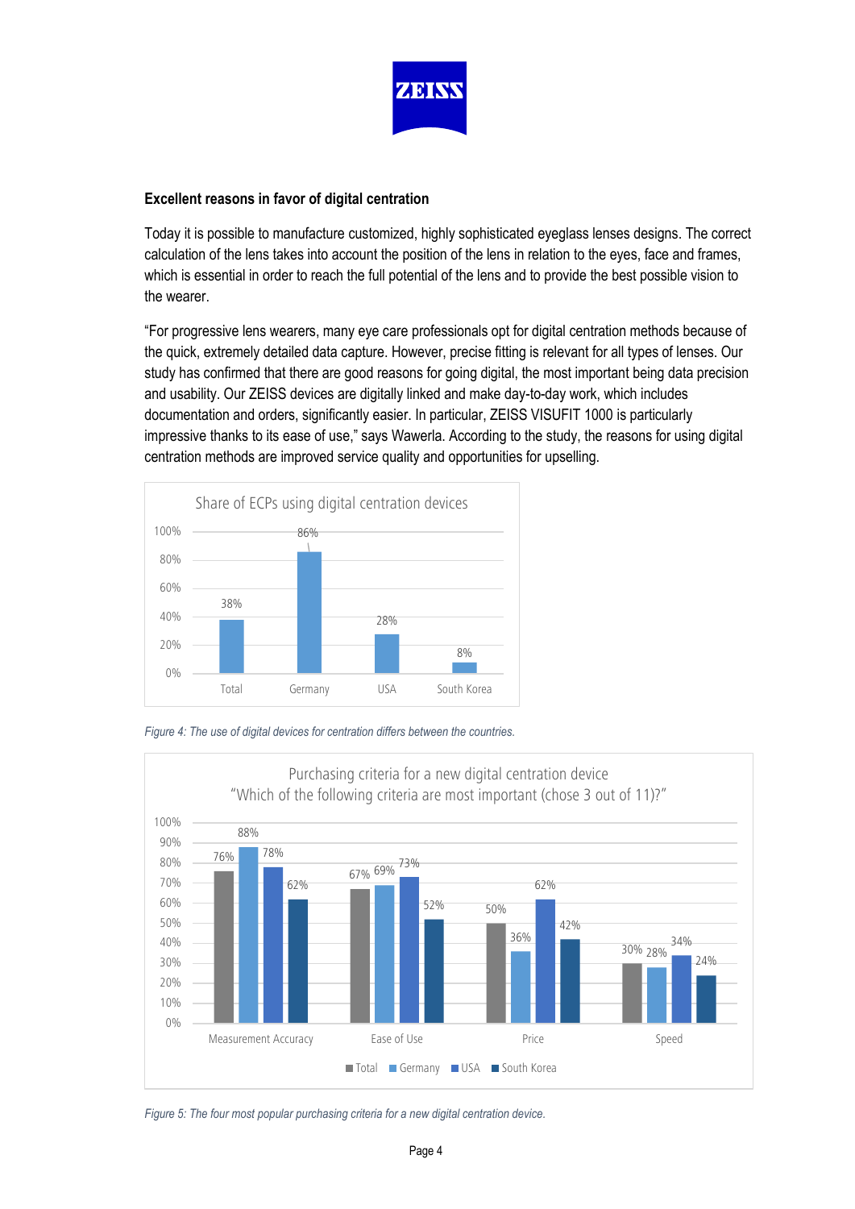**Excellent reasons in favor of digital centration**

Today it is possible to manufacture customized, highly sophisticated eyeglass lenses designs. The correct calculation of the lens takes into account the position of the lens in relation to the eyes, face and frames, which is essential in order to reach the full potential of the lens and to provide the best possible vision to the wearer.

"For progressive lens wearers, many eye care professionals opt for digital centration methods because of the quick, extremely detailed data capture. However, precise fitting is relevant for all types of lenses. Our study has confirmed that there are good reasons for going digital, the most important being data precision and usability. Our ZEISS devices are digitally linked and make day-to-day work, which includes documentation and orders, significantly easier. In particular, ZEISS VISUFIT 1000 is particularly impressive thanks to its ease of use," says Wawerla. According to the study, the reasons for using digital centration methods are improved service quality and opportunities for upselling.

Share of ECPs using digital centration devices

| | Total | Germany | USA | South Korea |
|---|---|---|---|---|
| Share | 38% | 86% | 28% | 8% |

*Figure 4: The use of digital devices for centration differs between the countries.*

Purchasing criteria for a new digital centration device
"Which of the following criteria are most important (chose 3 out of 11)?"

| | Total | Germany | USA | South Korea |
|---|---|---|---|---|
| Measurement Accuracy | 76% | 88% | 78% | 62% |
| Ease of Use | 67% | 69% | 73% | 52% |
| Price | 50% | 36% | 62% | 42% |
| Speed | 30% | 28% | 34% | 24% |

*Figure 5: The four most popular purchasing criteria for a new digital centration device.*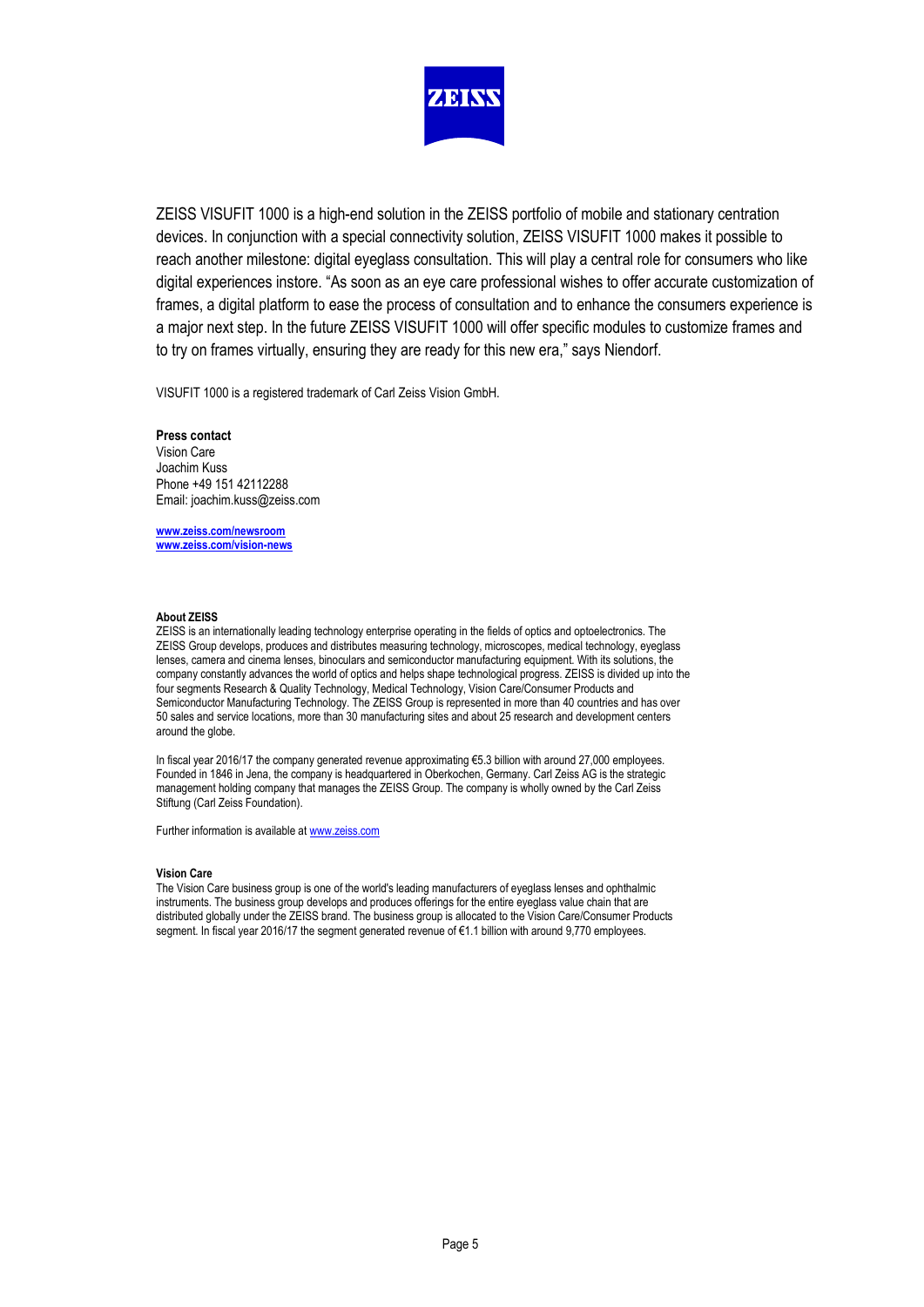ZEISS VISUFIT 1000 is a high-end solution in the ZEISS portfolio of mobile and stationary centration devices. In conjunction with a special connectivity solution, ZEISS VISUFIT 1000 makes it possible to reach another milestone: digital eyeglass consultation. This will play a central role for consumers who like digital experiences instore. "As soon as an eye care professional wishes to offer accurate customization of frames, a digital platform to ease the process of consultation and to enhance the consumers experience is a major next step. In the future ZEISS VISUFIT 1000 will offer specific modules to customize frames and to try on frames virtually, ensuring they are ready for this new era," says Niendorf.

VISUFIT 1000 is a registered trademark of Carl Zeiss Vision GmbH.

**Press contact**
Vision Care
Joachim Kuss
Phone +49 151 42112288
Email: joachim.kuss@zeiss.com

**www.zeiss.com/newsroom**
**www.zeiss.com/vision-news**

**About ZEISS**
ZEISS is an internationally leading technology enterprise operating in the fields of optics and optoelectronics. The ZEISS Group develops, produces and distributes measuring technology, microscopes, medical technology, eyeglass lenses, camera and cinema lenses, binoculars and semiconductor manufacturing equipment. With its solutions, the company constantly advances the world of optics and helps shape technological progress. ZEISS is divided up into the four segments Research & Quality Technology, Medical Technology, Vision Care/Consumer Products and Semiconductor Manufacturing Technology. The ZEISS Group is represented in more than 40 countries and has over 50 sales and service locations, more than 30 manufacturing sites and about 25 research and development centers around the globe.

In fiscal year 2016/17 the company generated revenue approximating €5.3 billion with around 27,000 employees. Founded in 1846 in Jena, the company is headquartered in Oberkochen, Germany. Carl Zeiss AG is the strategic management holding company that manages the ZEISS Group. The company is wholly owned by the Carl Zeiss Stiftung (Carl Zeiss Foundation).

Further information is available at www.zeiss.com

**Vision Care**
The Vision Care business group is one of the world's leading manufacturers of eyeglass lenses and ophthalmic instruments. The business group develops and produces offerings for the entire eyeglass value chain that are distributed globally under the ZEISS brand. The business group is allocated to the Vision Care/Consumer Products segment. In fiscal year 2016/17 the segment generated revenue of €1.1 billion with around 9,770 employees.